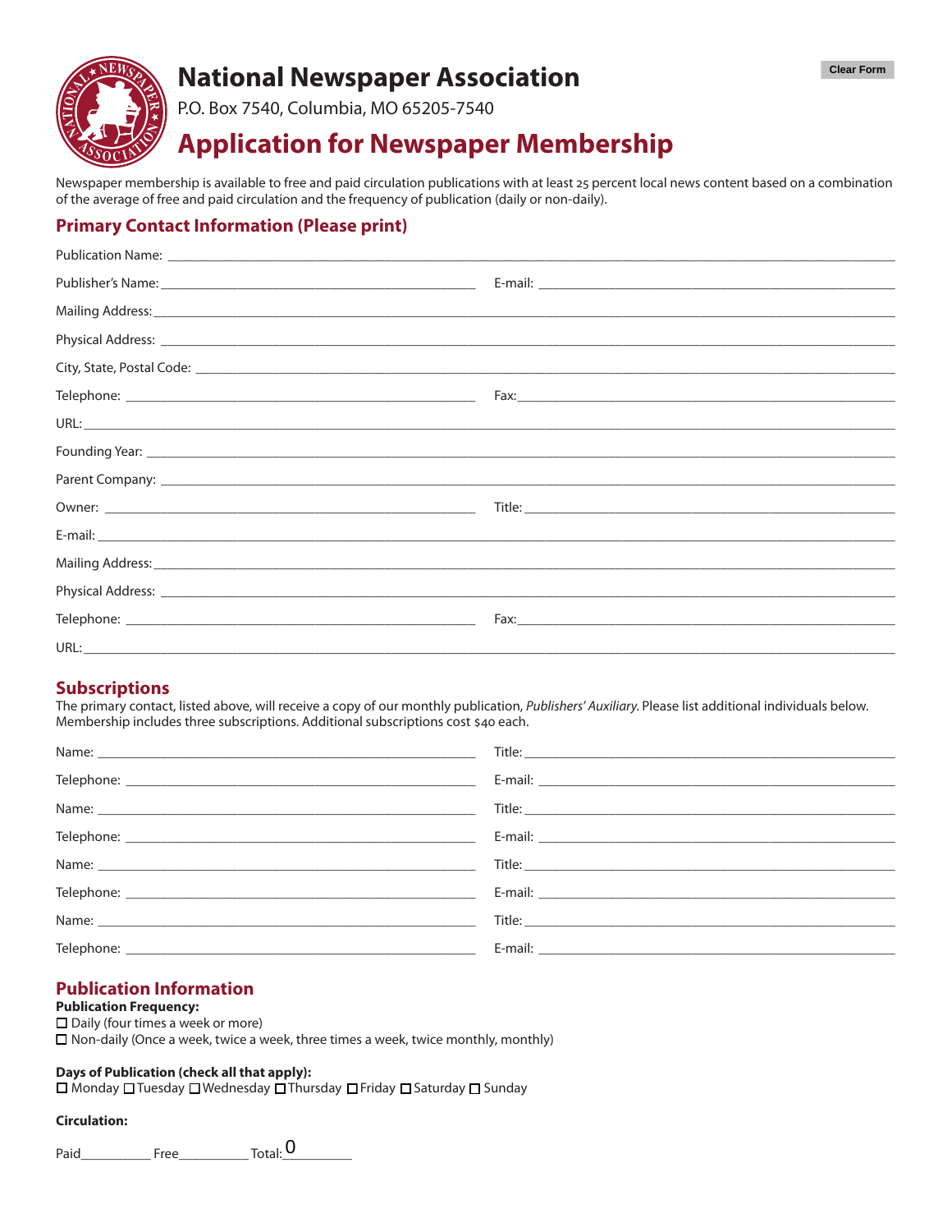# National Newspaper Association

P.O. Box 7540, Columbia, MO 65205-7540

## Application for Newspaper Membership

Newspaper membership is available to free and paid circulation publications with at least 25 percent local news content based on a combination of the average of free and paid circulation and the frequency of publication (daily or non-daily).

### Primary Contact Information (Please print)

Publication Name: ______________________________

Publisher's Name: ______________________________ E-mail: ______________________________

Mailing Address: ______________________________

Physical Address: ______________________________

City, State, Postal Code: ______________________________

Telephone: ______________________________ Fax: ______________________________

URL: ______________________________

Founding Year: ______________________________

Parent Company: ______________________________

Owner: ______________________________ Title: ______________________________

E-mail: ______________________________

Mailing Address: ______________________________

Physical Address: ______________________________

Telephone: ______________________________ Fax: ______________________________

URL: ______________________________

### Subscriptions

The primary contact, listed above, will receive a copy of our monthly publication, *Publishers' Auxiliary*. Please list additional individuals below. Membership includes three subscriptions. Additional subscriptions cost $40 each.

Name: ______________________________ Title: ______________________________

Telephone: ______________________________ E-mail: ______________________________

Name: ______________________________ Title: ______________________________

Telephone: ______________________________ E-mail: ______________________________

Name: ______________________________ Title: ______________________________

Telephone: ______________________________ E-mail: ______________________________

Name: ______________________________ Title: ______________________________

Telephone: ______________________________ E-mail: ______________________________

### Publication Information

**Publication Frequency:**

☐ Daily (four times a week or more)

☐ Non-daily (Once a week, twice a week, three times a week, twice monthly, monthly)

**Days of Publication (check all that apply):**

☐ Monday ☐ Tuesday ☐ Wednesday ☐ Thursday ☐ Friday ☐ Saturday ☐ Sunday

**Circulation:**

Paid__________ Free__________ Total: 0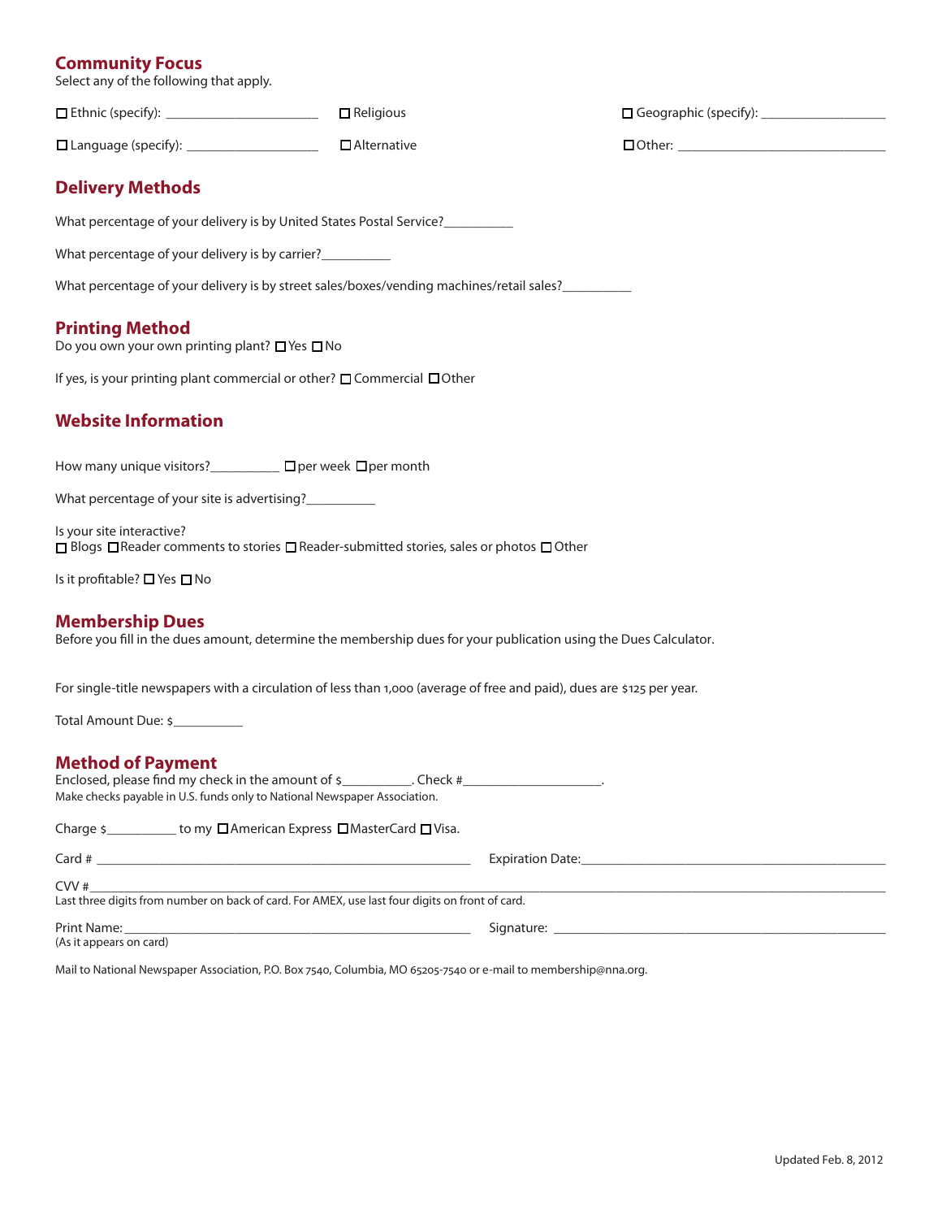## Community Focus

Select any of the following that apply.

☐ Ethnic (specify): ____________________ ☐ Religious ☐ Geographic (specify): ________________

☐ Language (specify): ________________ ☐ Alternative ☐ Other: ___________________________

## Delivery Methods

What percentage of your delivery is by United States Postal Service?__________

What percentage of your delivery is by carrier?__________

What percentage of your delivery is by street sales/boxes/vending machines/retail sales?__________

## Printing Method

Do you own your own printing plant? ☐ Yes ☐ No

If yes, is your printing plant commercial or other? ☐ Commercial ☐ Other

## Website Information

How many unique visitors?__________ ☐ per week ☐ per month

What percentage of your site is advertising?__________

Is your site interactive?
☐ Blogs ☐ Reader comments to stories ☐ Reader-submitted stories, sales or photos ☐ Other

Is it profitable? ☐ Yes ☐ No

## Membership Dues

Before you fill in the dues amount, determine the membership dues for your publication using the Dues Calculator.

For single-title newspapers with a circulation of less than 1,000 (average of free and paid), dues are $125 per year.

Total Amount Due: $__________

## Method of Payment

Enclosed, please find my check in the amount of $__________. Check #____________________.
Make checks payable in U.S. funds only to National Newspaper Association.

Charge $__________ to my ☐ American Express ☐ MasterCard ☐ Visa.

Card # ______________________________________________ Expiration Date:________________________________________

CVV #__________________________________________________________________________________________
Last three digits from number on back of card. For AMEX, use last four digits on front of card.

Print Name: ________________________________________________ Signature: ________________________________________
(As it appears on card)

Mail to National Newspaper Association, P.O. Box 7540, Columbia, MO 65205-7540 or e-mail to membership@nna.org.

Updated Feb. 8, 2012